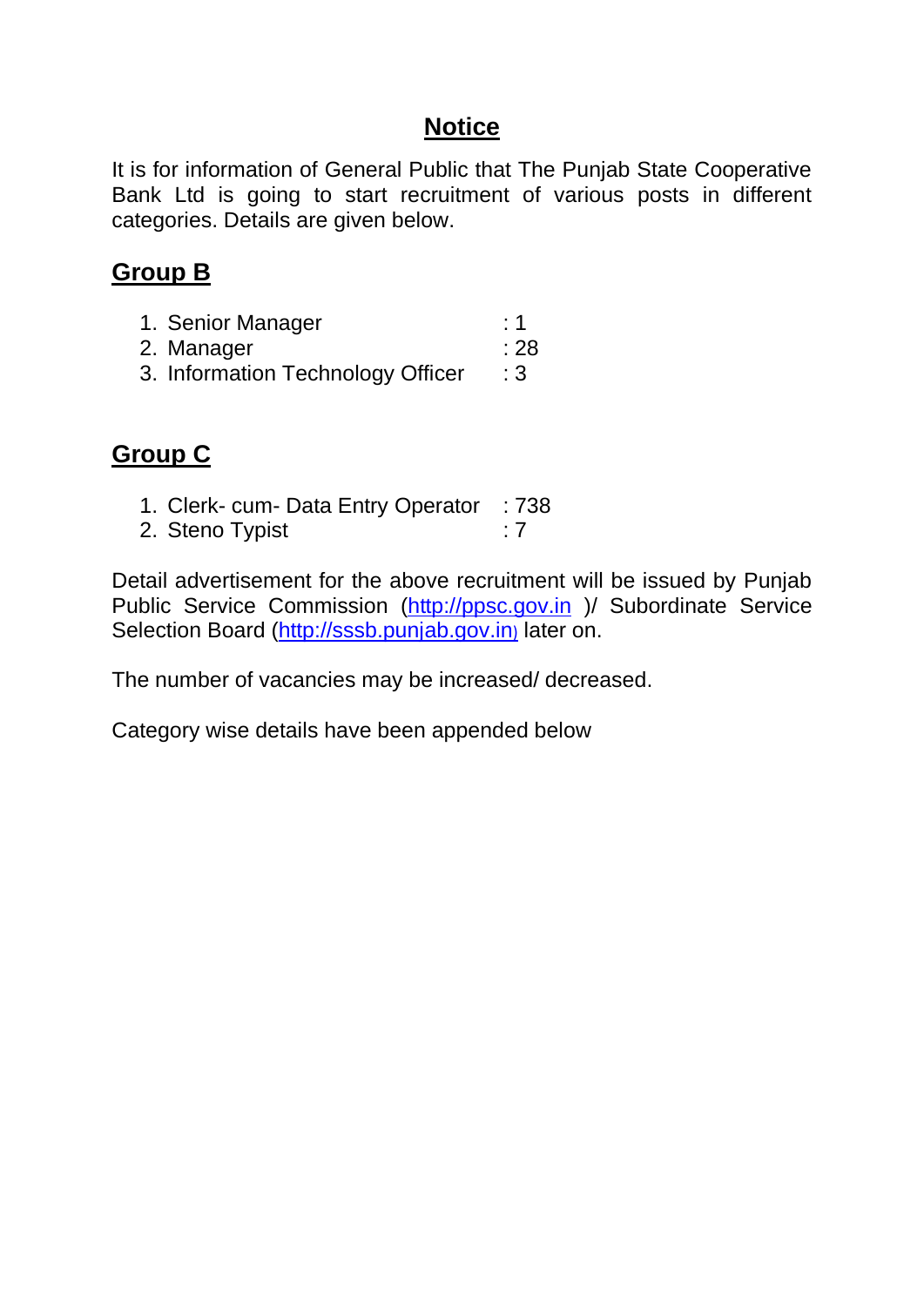# Notice

It is for information of General Public that The Punjab State Cooperative Bank Ltd is going to start recruitment of various posts in different categories. Details are given below.

## Group B

1. Senior Manager : 1
2. Manager : 28
3. Information Technology Officer : 3

## Group C

1. Clerk- cum- Data Entry Operator : 738
2. Steno Typist : 7

Detail advertisement for the above recruitment will be issued by Punjab Public Service Commission (http://ppsc.gov.in )/ Subordinate Service Selection Board (http://sssb.punjab.gov.in) later on.

The number of vacancies may be increased/ decreased.

Category wise details have been appended below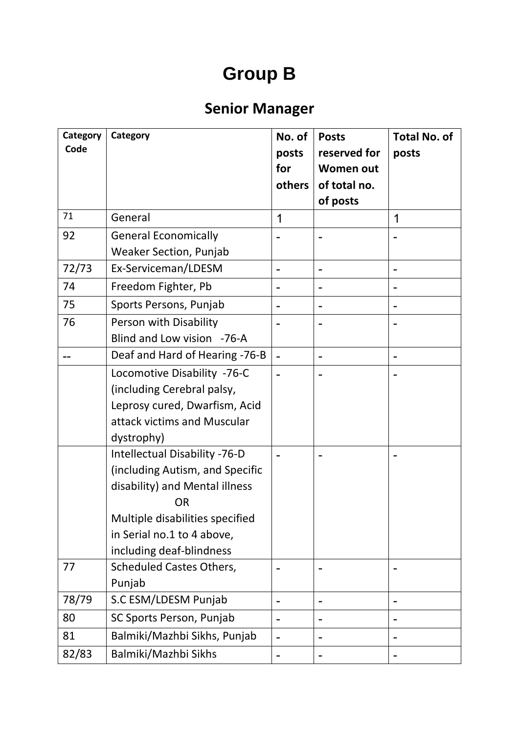# Group B

## Senior Manager

| Category Code | Category | No. of posts for others | Posts reserved for Women out of total no. of posts | Total No. of posts |
|---|---|---|---|---|
| 71 | General | 1 | | 1 |
| 92 | General Economically Weaker Section, Punjab | - | - | - |
| 72/73 | Ex-Serviceman/LDESM | - | - | - |
| 74 | Freedom Fighter, Pb | - | - | - |
| 75 | Sports Persons, Punjab | - | - | - |
| 76 | Person with Disability Blind and Low vision -76-A | - | - | - |
| -- | Deaf and Hard of Hearing -76-B | - | - | - |
| | Locomotive Disability -76-C (including Cerebral palsy, Leprosy cured, Dwarfism, Acid attack victims and Muscular dystrophy) | - | - | - |
| | Intellectual Disability -76-D (including Autism, and Specific disability) and Mental illness OR Multiple disabilities specified in Serial no.1 to 4 above, including deaf-blindness | - | - | - |
| 77 | Scheduled Castes Others, Punjab | - | - | - |
| 78/79 | S.C ESM/LDESM Punjab | - | - | - |
| 80 | SC Sports Person, Punjab | - | - | - |
| 81 | Balmiki/Mazhbi Sikhs, Punjab | - | - | - |
| 82/83 | Balmiki/Mazhbi Sikhs | - | - | - |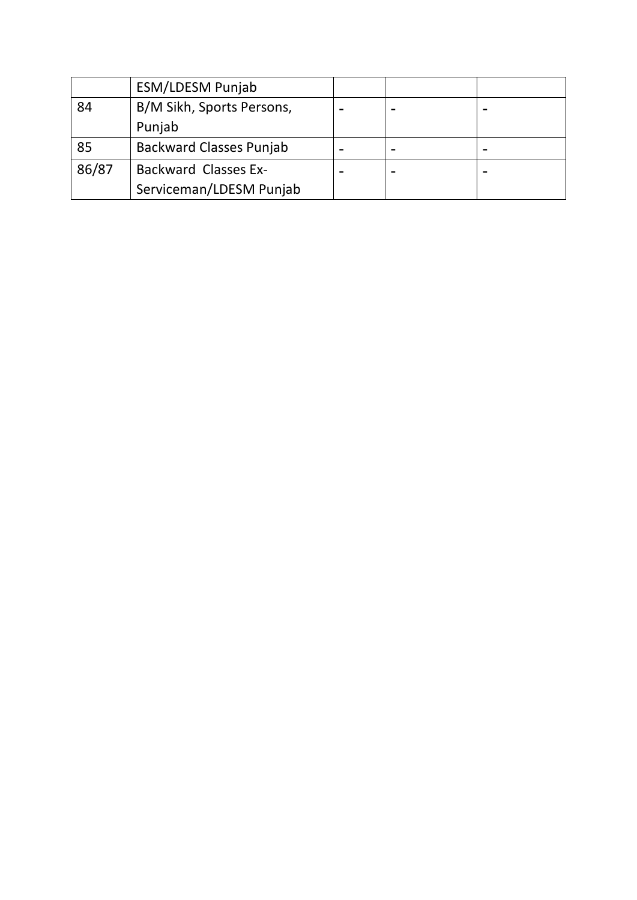| | | | | |
|---|---|---|---|---|
| | ESM/LDESM Punjab | | | |
| 84 | B/M Sikh, Sports Persons, Punjab | - | - | - |
| 85 | Backward Classes Punjab | - | - | - |
| 86/87 | Backward Classes Ex-Serviceman/LDESM Punjab | - | - | - |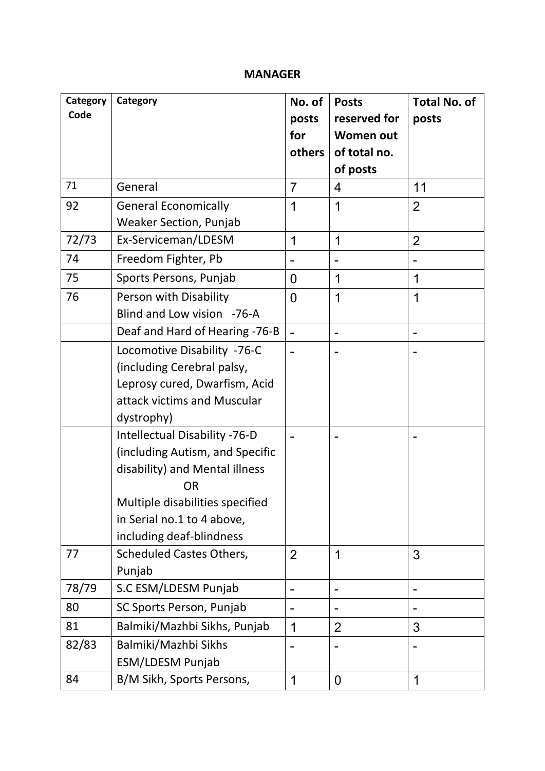**MANAGER**

| Category Code | Category | No. of posts for others | Posts reserved for Women out of total no. of posts | Total No. of posts |
|---|---|---|---|---|
| 71 | General | 7 | 4 | 11 |
| 92 | General Economically Weaker Section, Punjab | 1 | 1 | 2 |
| 72/73 | Ex-Serviceman/LDESM | 1 | 1 | 2 |
| 74 | Freedom Fighter, Pb | - | - | - |
| 75 | Sports Persons, Punjab | 0 | 1 | 1 |
| 76 | Person with Disability Blind and Low vision -76-A | 0 | 1 | 1 |
| | Deaf and Hard of Hearing -76-B | - | - | - |
| | Locomotive Disability -76-C (including Cerebral palsy, Leprosy cured, Dwarfism, Acid attack victims and Muscular dystrophy) | - | - | - |
| | Intellectual Disability -76-D (including Autism, and Specific disability) and Mental illness OR Multiple disabilities specified in Serial no.1 to 4 above, including deaf-blindness | - | - | - |
| 77 | Scheduled Castes Others, Punjab | 2 | 1 | 3 |
| 78/79 | S.C ESM/LDESM Punjab | - | - | - |
| 80 | SC Sports Person, Punjab | - | - | - |
| 81 | Balmiki/Mazhbi Sikhs, Punjab | 1 | 2 | 3 |
| 82/83 | Balmiki/Mazhbi Sikhs ESM/LDESM Punjab | - | - | - |
| 84 | B/M Sikh, Sports Persons, | 1 | 0 | 1 |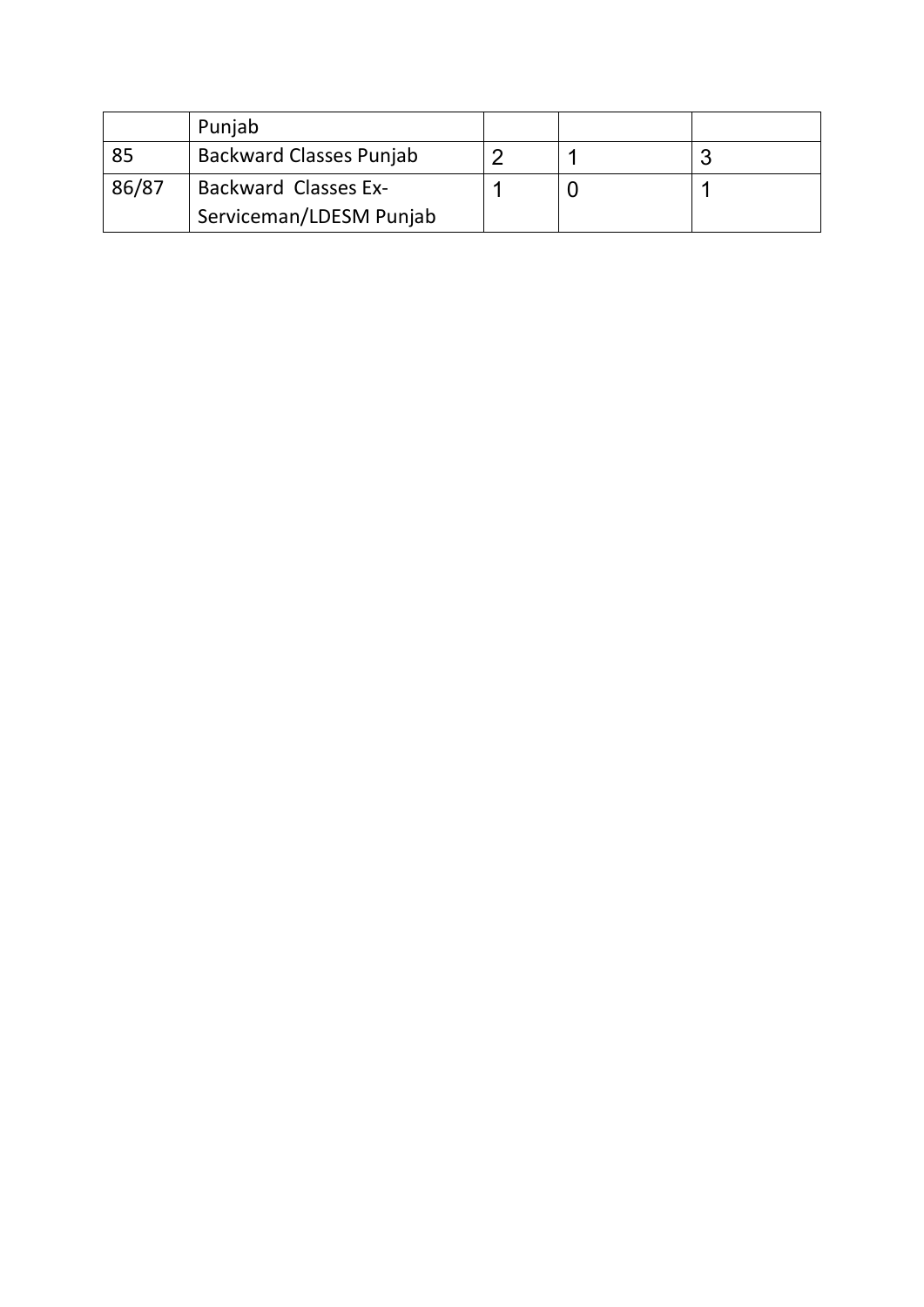| | | | | |
|---|---|---|---|---|
| | Punjab | | | |
| 85 | Backward Classes Punjab | 2 | 1 | 3 |
| 86/87 | Backward Classes Ex-Serviceman/LDESM Punjab | 1 | 0 | 1 |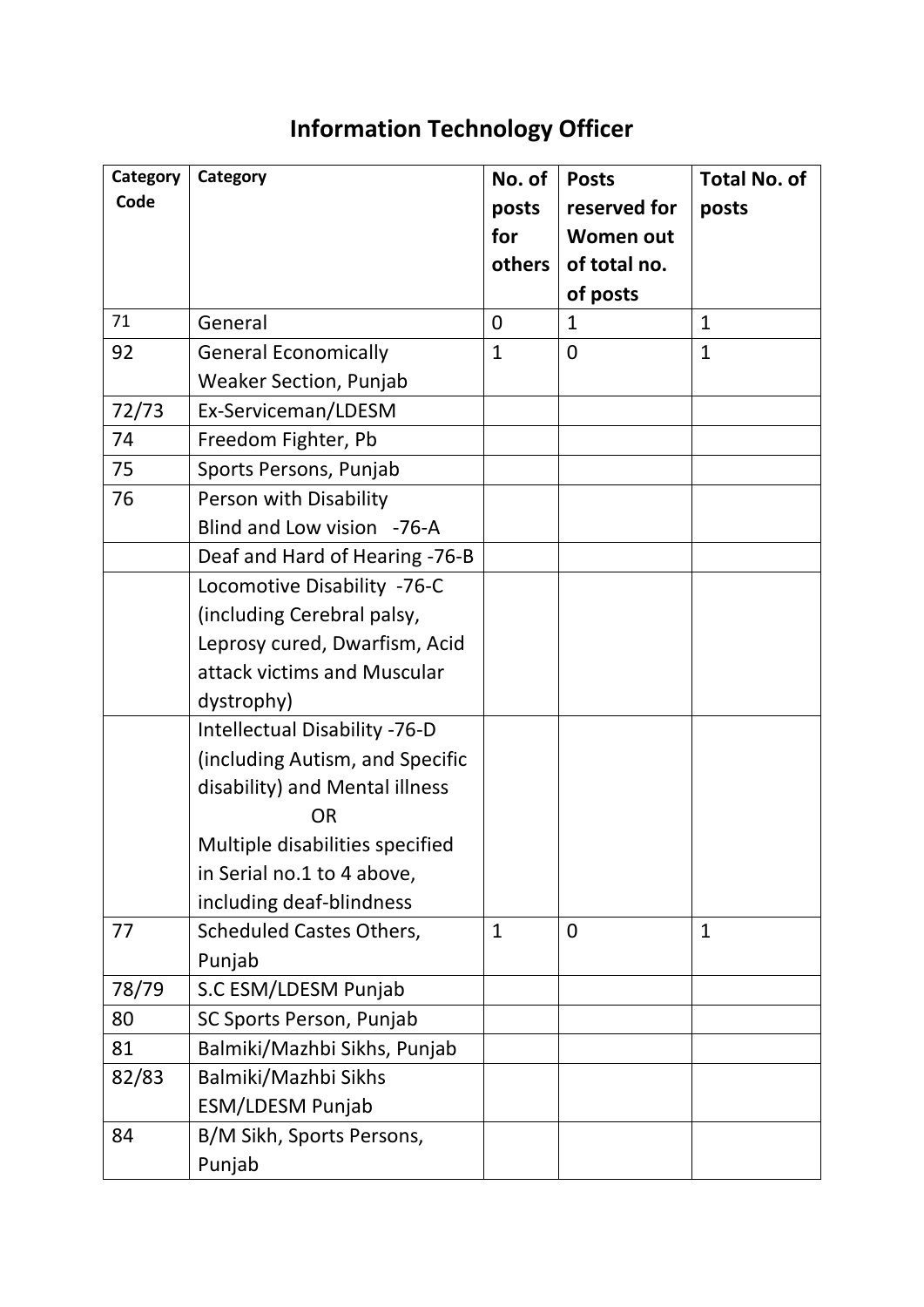# Information Technology Officer

| Category Code | Category | No. of posts for others | Posts reserved for Women out of total no. of posts | Total No. of posts |
|---|---|---|---|---|
| 71 | General | 0 | 1 | 1 |
| 92 | General Economically Weaker Section, Punjab | 1 | 0 | 1 |
| 72/73 | Ex-Serviceman/LDESM | | | |
| 74 | Freedom Fighter, Pb | | | |
| 75 | Sports Persons, Punjab | | | |
| 76 | Person with Disability<br>Blind and Low vision -76-A | | | |
| | Deaf and Hard of Hearing -76-B | | | |
| | Locomotive Disability -76-C (including Cerebral palsy, Leprosy cured, Dwarfism, Acid attack victims and Muscular dystrophy) | | | |
| | Intellectual Disability -76-D (including Autism, and Specific disability) and Mental illness<br>OR<br>Multiple disabilities specified in Serial no.1 to 4 above, including deaf-blindness | | | |
| 77 | Scheduled Castes Others, Punjab | 1 | 0 | 1 |
| 78/79 | S.C ESM/LDESM Punjab | | | |
| 80 | SC Sports Person, Punjab | | | |
| 81 | Balmiki/Mazhbi Sikhs, Punjab | | | |
| 82/83 | Balmiki/Mazhbi Sikhs ESM/LDESM Punjab | | | |
| 84 | B/M Sikh, Sports Persons, Punjab | | | |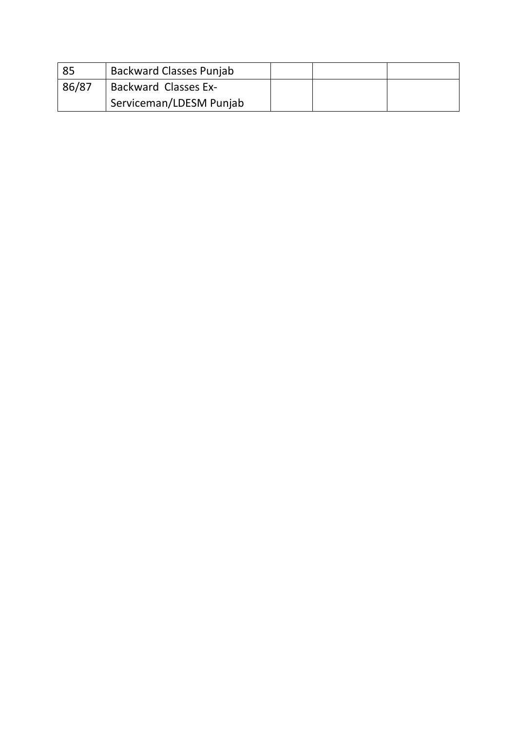| | | | | |
|---|---|---|---|---|
| 85 | Backward Classes Punjab | | | |
| 86/87 | Backward Classes Ex-Serviceman/LDESM Punjab | | | |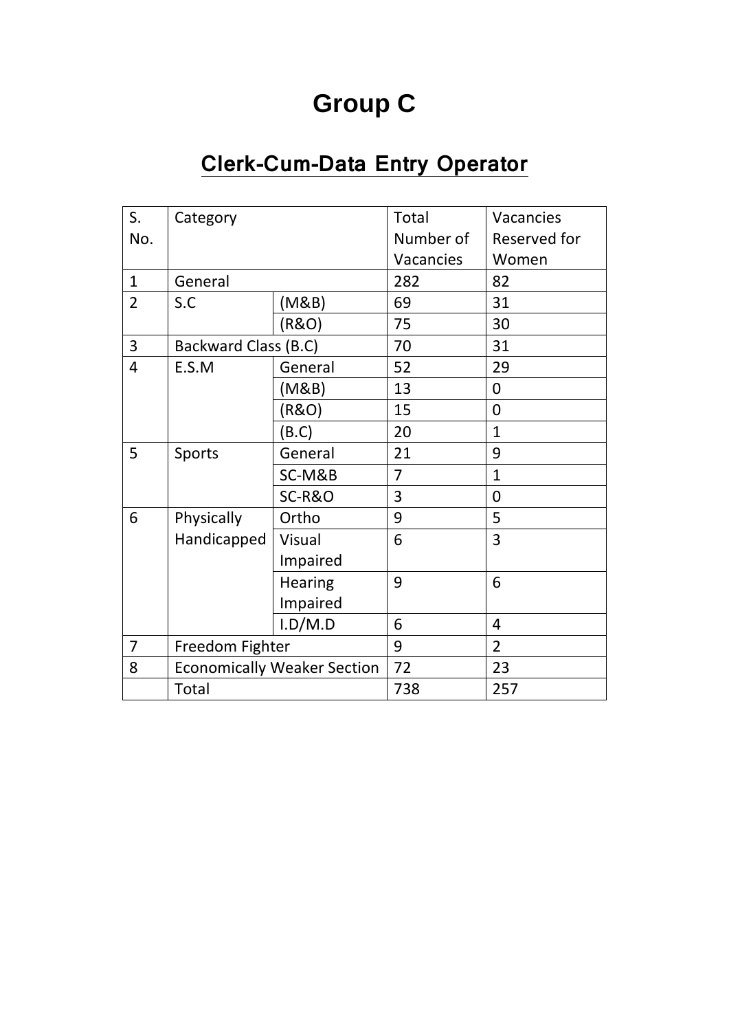# Group C

## Clerk-Cum-Data Entry Operator

| S. No. | Category | | Total Number of Vacancies | Vacancies Reserved for Women |
|---|---|---|---|---|
| 1 | General | | 282 | 82 |
| 2 | S.C | (M&B) | 69 | 31 |
| | | (R&O) | 75 | 30 |
| 3 | Backward Class (B.C) | | 70 | 31 |
| 4 | E.S.M | General | 52 | 29 |
| | | (M&B) | 13 | 0 |
| | | (R&O) | 15 | 0 |
| | | (B.C) | 20 | 1 |
| 5 | Sports | General | 21 | 9 |
| | | SC-M&B | 7 | 1 |
| | | SC-R&O | 3 | 0 |
| 6 | Physically Handicapped | Ortho | 9 | 5 |
| | | Visual Impaired | 6 | 3 |
| | | Hearing Impaired | 9 | 6 |
| | | I.D/M.D | 6 | 4 |
| 7 | Freedom Fighter | | 9 | 2 |
| 8 | Economically Weaker Section | | 72 | 23 |
| | Total | | 738 | 257 |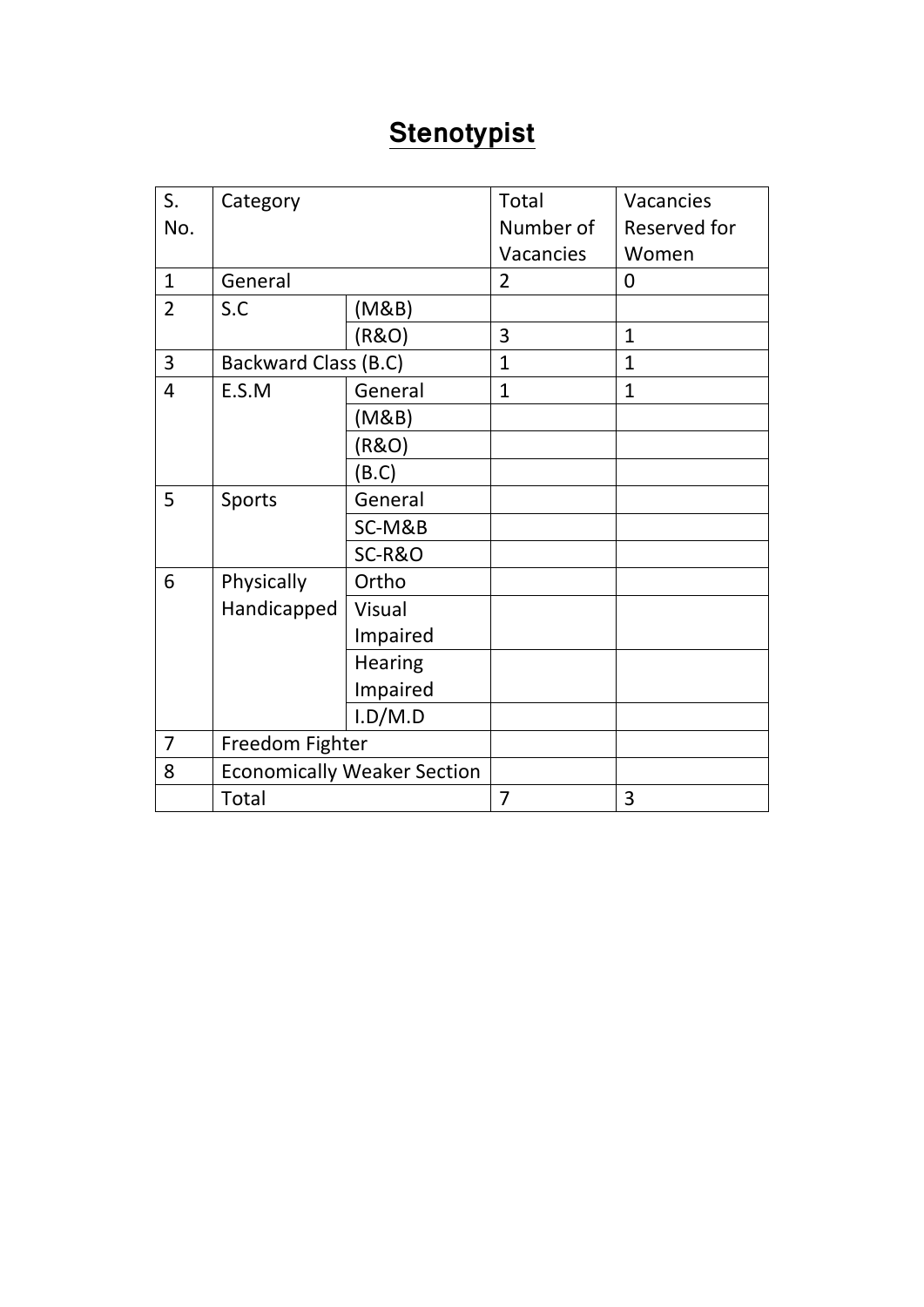# Stenotypist

| S. No. | Category | | Total Number of Vacancies | Vacancies Reserved for Women |
|---|---|---|---|---|
| 1 | General | | 2 | 0 |
| 2 | S.C | (M&B) | | |
| | | (R&O) | 3 | 1 |
| 3 | Backward Class (B.C) | | 1 | 1 |
| 4 | E.S.M | General | 1 | 1 |
| | | (M&B) | | |
| | | (R&O) | | |
| | | (B.C) | | |
| 5 | Sports | General | | |
| | | SC-M&B | | |
| | | SC-R&O | | |
| 6 | Physically Handicapped | Ortho | | |
| | | Visual Impaired | | |
| | | Hearing Impaired | | |
| | | I.D/M.D | | |
| 7 | Freedom Fighter | | | |
| 8 | Economically Weaker Section | | | |
| | Total | | 7 | 3 |